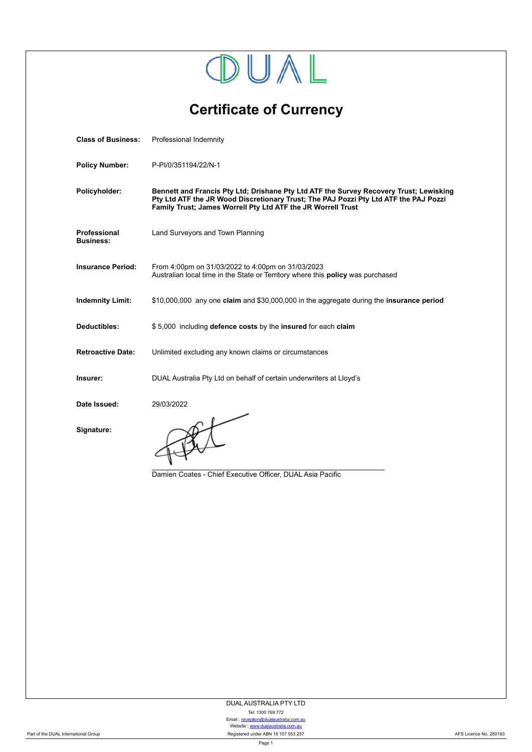DUAL

# Certificate of Currency

**Class of Business:** Professional Indemnity

**Policy Number:** P-PI/0/351194/22/N-1

**Policyholder:** **Bennett and Francis Pty Ltd; Drishane Pty Ltd ATF the Survey Recovery Trust; Lewisking Pty Ltd ATF the JR Wood Discretionary Trust; The PAJ Pozzi Pty Ltd ATF the PAJ Pozzi Family Trust; James Worrell Pty Ltd ATF the JR Worrell Trust**

**Professional Business:** Land Surveyors and Town Planning

**Insurance Period:** From 4:00pm on 31/03/2022 to 4:00pm on 31/03/2023
Australian local time in the State or Territory where this **policy** was purchased

**Indemnity Limit:** $10,000,000 any one **claim** and $30,000,000 in the aggregate during the **insurance period**

**Deductibles:** $ 5,000 including **defence costs** by the **insured** for each **claim**

**Retroactive Date:** Unlimited excluding any known claims or circumstances

**Insurer:** DUAL Australia Pty Ltd on behalf of certain underwriters at Lloyd's

**Date Issued:** 29/03/2022

**Signature:**

Damien Coates - Chief Executive Officer, DUAL Asia Pacific

DUAL AUSTRALIA PTY LTD
Tel: 1300 769 772
Email : reception@dualaustralia.com.au
Website : www.dualaustralia.com.au
Registered under ABN 16 107 553 257

Part of the DUAL International Group

AFS Licence No. 280193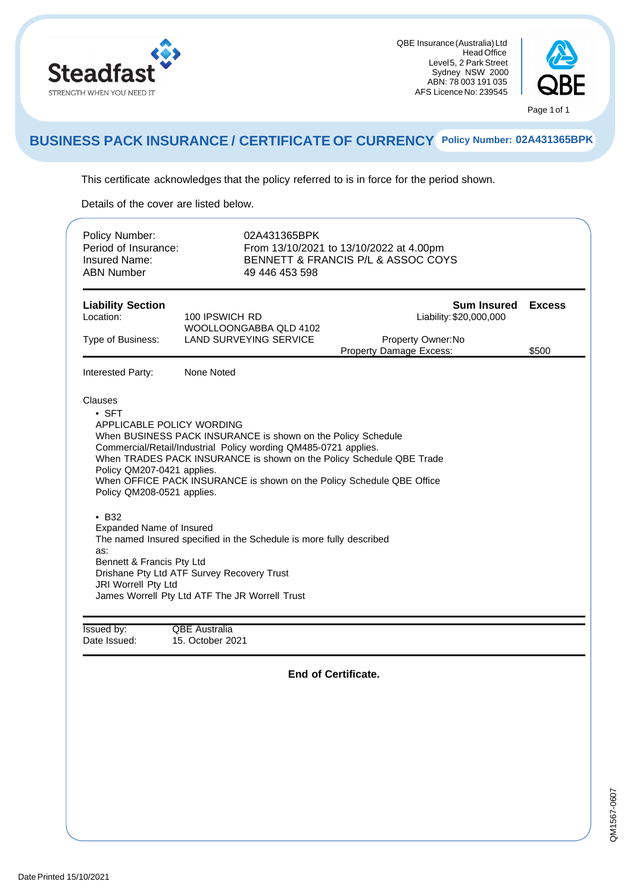Steadfast
STRENGTH WHEN YOU NEED IT

QBE Insurance (Australia) Ltd
Head Office
Level 5, 2 Park Street
Sydney NSW 2000
ABN: 78 003 191 035
AFS Licence No: 239545

QBE

# BUSINESS PACK INSURANCE / CERTIFICATE OF CURRENCY

**Policy Number: 02A431365BPK**

This certificate acknowledges that the policy referred to is in force for the period shown.

Details of the cover are listed below.

| | |
|---|---|
| Policy Number: | 02A431365BPK |
| Period of Insurance: | From 13/10/2021 to 13/10/2022 at 4.00pm |
| Insured Name: | BENNETT & FRANCIS P/L & ASSOC COYS |
| ABN Number | 49 446 453 598 |

| **Liability Section** | | **Sum Insured** | **Excess** |
|---|---|---|---|
| Location: | 100 IPSWICH RD WOOLLOONGABBA QLD 4102 | Liability: $20,000,000 | |
| Type of Business: | LAND SURVEYING SERVICE | Property Owner: No | |
| | | Property Damage Excess: | $500 |

Interested Party: None Noted

Clauses

- SFT

  APPLICABLE POLICY WORDING
  When BUSINESS PACK INSURANCE is shown on the Policy Schedule Commercial/Retail/Industrial Policy wording QM485-0721 applies.
  When TRADES PACK INSURANCE is shown on the Policy Schedule QBE Trade Policy QM207-0421 applies.
  When OFFICE PACK INSURANCE is shown on the Policy Schedule QBE Office Policy QM208-0521 applies.

- B32

  Expanded Name of Insured
  The named Insured specified in the Schedule is more fully described as:
  Bennett & Francis Pty Ltd
  Drishane Pty Ltd ATF Survey Recovery Trust
  JRI Worrell Pty Ltd
  James Worrell Pty Ltd ATF The JR Worrell Trust

| | |
|---|---|
| Issued by: | QBE Australia |
| Date Issued: | 15. October 2021 |

**End of Certificate.**

QM1567-0607

Date Printed 15/10/2021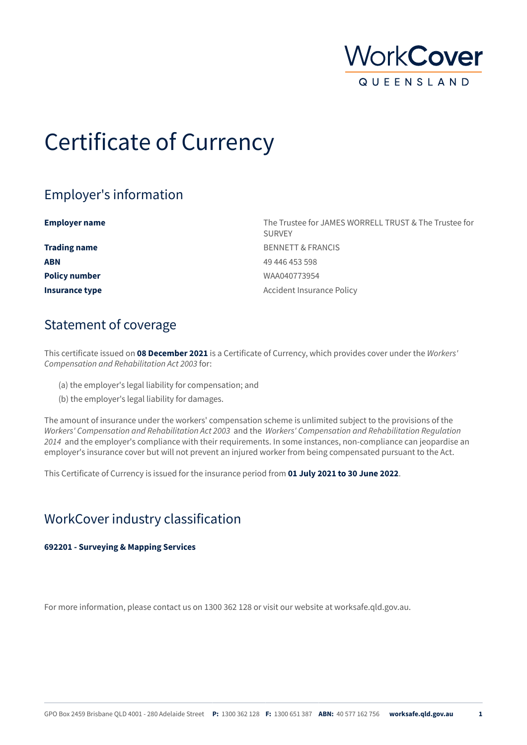WorkCover
QUEENSLAND

# Certificate of Currency

## Employer's information

| | |
|---|---|
| **Employer name** | The Trustee for JAMES WORRELL TRUST & The Trustee for SURVEY |
| **Trading name** | BENNETT & FRANCIS |
| **ABN** | 49 446 453 598 |
| **Policy number** | WAA040773954 |
| **Insurance type** | Accident Insurance Policy |

## Statement of coverage

This certificate issued on **08 December 2021** is a Certificate of Currency, which provides cover under the *Workers' Compensation and Rehabilitation Act 2003* for:

(a) the employer's legal liability for compensation; and

(b) the employer's legal liability for damages.

The amount of insurance under the workers' compensation scheme is unlimited subject to the provisions of the *Workers' Compensation and Rehabilitation Act 2003* and the *Workers' Compensation and Rehabilitation Regulation 2014* and the employer's compliance with their requirements. In some instances, non-compliance can jeopardise an employer's insurance cover but will not prevent an injured worker from being compensated pursuant to the Act.

This Certificate of Currency is issued for the insurance period from **01 July 2021 to 30 June 2022**.

## WorkCover industry classification

**692201 - Surveying & Mapping Services**

For more information, please contact us on 1300 362 128 or visit our website at worksafe.qld.gov.au.

GPO Box 2459 Brisbane QLD 4001 - 280 Adelaide Street **P:** 1300 362 128 **F:** 1300 651 387 **ABN:** 40 577 162 756 **worksafe.qld.gov.au**